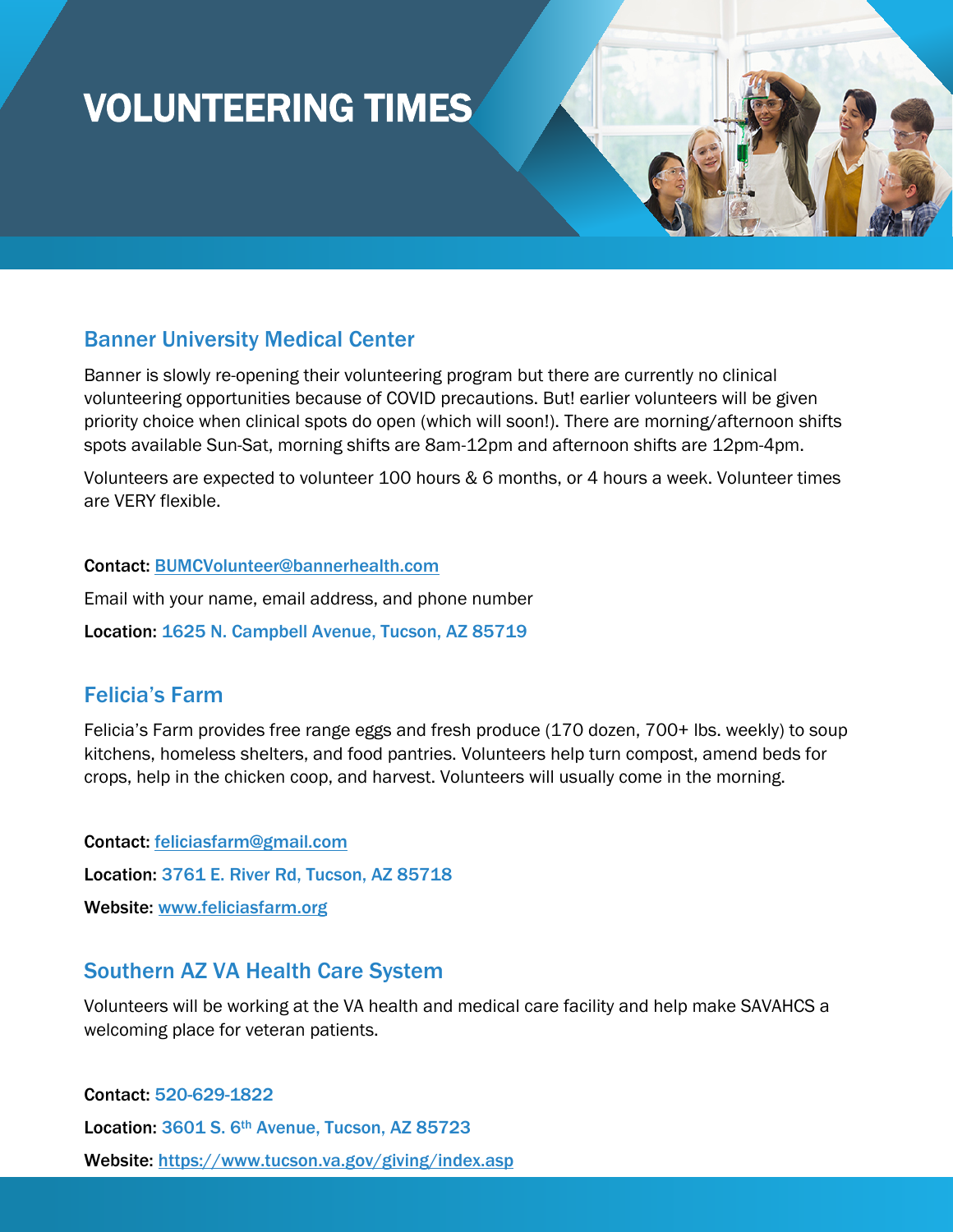# VOLUNTEERING TIMES

## Banner University Medical Center

Banner is slowly re-opening their volunteering program but there are currently no clinical volunteering opportunities because of COVID precautions. But! earlier volunteers will be given priority choice when clinical spots do open (which will soon!). There are morning/afternoon shifts spots available Sun-Sat, morning shifts are 8am-12pm and afternoon shifts are 12pm-4pm.

Volunteers are expected to volunteer 100 hours & 6 months, or 4 hours a week. Volunteer times are VERY flexible.

**Contact:** BUMCVolunteer@bannerhealth.com

Email with your name, email address, and phone number

**Location:** 1625 N. Campbell Avenue, Tucson, AZ 85719

## Felicia's Farm

Felicia's Farm provides free range eggs and fresh produce (170 dozen, 700+ lbs. weekly) to soup kitchens, homeless shelters, and food pantries. Volunteers help turn compost, amend beds for crops, help in the chicken coop, and harvest. Volunteers will usually come in the morning.

**Contact:** feliciasfarm@gmail.com

**Location:** 3761 E. River Rd, Tucson, AZ 85718

**Website:** www.feliciasfarm.org

## Southern AZ VA Health Care System

Volunteers will be working at the VA health and medical care facility and help make SAVAHCS a welcoming place for veteran patients.

**Contact:** 520-629-1822

**Location:** 3601 S. 6th Avenue, Tucson, AZ 85723

**Website:** https://www.tucson.va.gov/giving/index.asp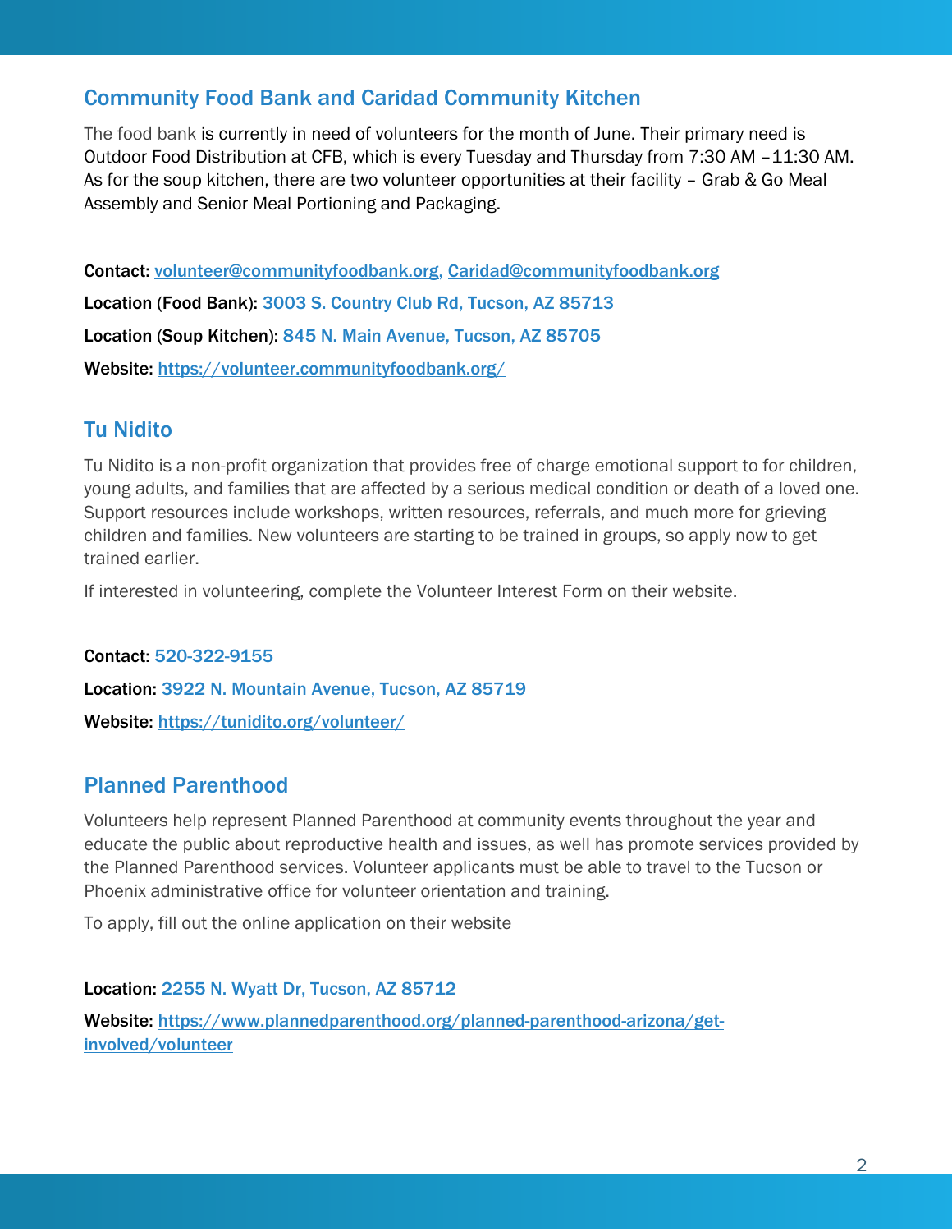## Community Food Bank and Caridad Community Kitchen

The food bank is currently in need of volunteers for the month of June. Their primary need is Outdoor Food Distribution at CFB, which is every Tuesday and Thursday from 7:30 AM –11:30 AM. As for the soup kitchen, there are two volunteer opportunities at their facility – Grab & Go Meal Assembly and Senior Meal Portioning and Packaging.

**Contact:** volunteer@communityfoodbank.org, Caridad@communityfoodbank.org

**Location (Food Bank):** 3003 S. Country Club Rd, Tucson, AZ 85713

**Location (Soup Kitchen):** 845 N. Main Avenue, Tucson, AZ 85705

**Website:** https://volunteer.communityfoodbank.org/

## Tu Nidito

Tu Nidito is a non-profit organization that provides free of charge emotional support to for children, young adults, and families that are affected by a serious medical condition or death of a loved one. Support resources include workshops, written resources, referrals, and much more for grieving children and families. New volunteers are starting to be trained in groups, so apply now to get trained earlier.

If interested in volunteering, complete the Volunteer Interest Form on their website.

**Contact:** 520-322-9155

**Location:** 3922 N. Mountain Avenue, Tucson, AZ 85719

**Website:** https://tunidito.org/volunteer/

## Planned Parenthood

Volunteers help represent Planned Parenthood at community events throughout the year and educate the public about reproductive health and issues, as well has promote services provided by the Planned Parenthood services. Volunteer applicants must be able to travel to the Tucson or Phoenix administrative office for volunteer orientation and training.

To apply, fill out the online application on their website

**Location:** 2255 N. Wyatt Dr, Tucson, AZ 85712

**Website:** https://www.plannedparenthood.org/planned-parenthood-arizona/get-involved/volunteer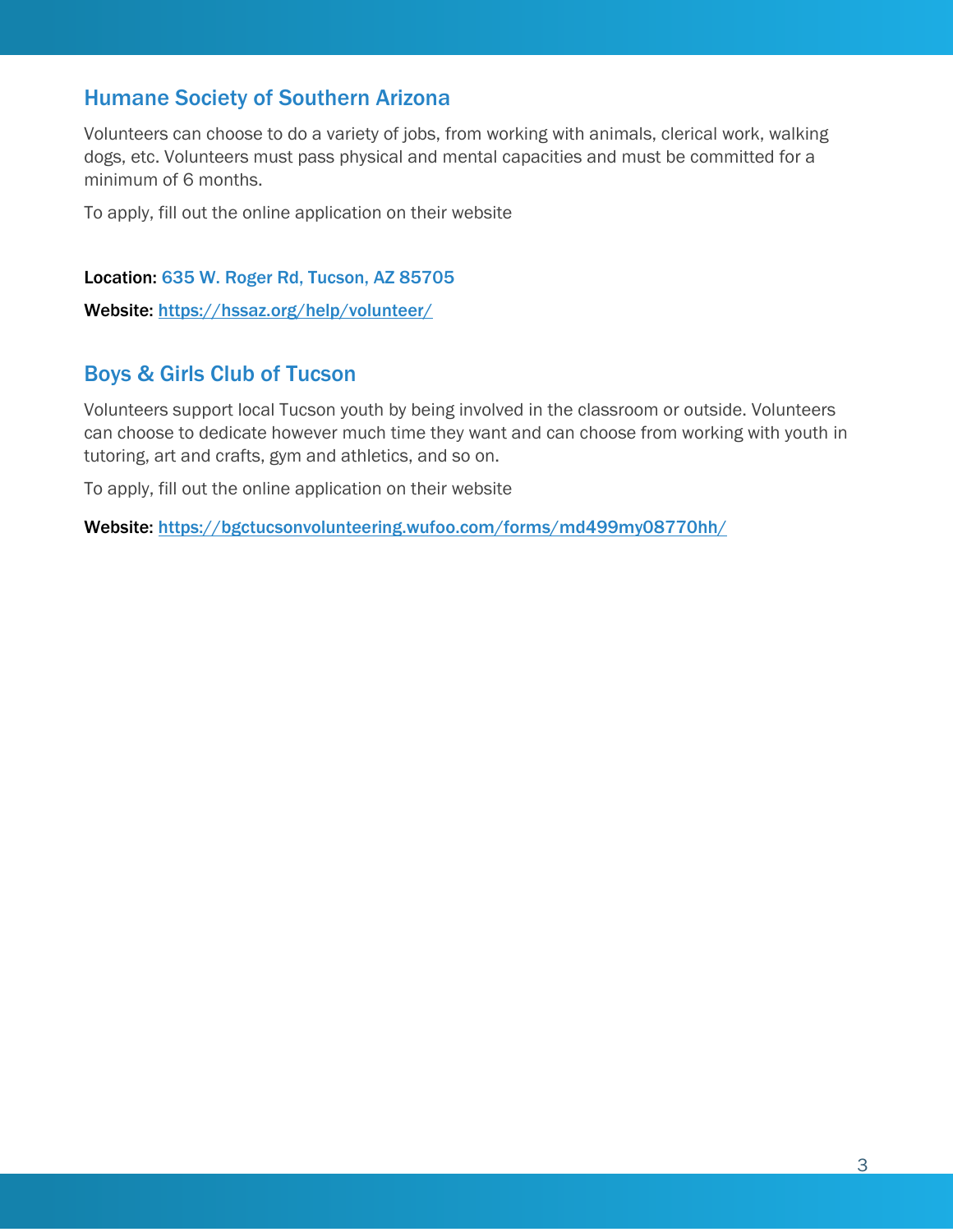## Humane Society of Southern Arizona

Volunteers can choose to do a variety of jobs, from working with animals, clerical work, walking dogs, etc. Volunteers must pass physical and mental capacities and must be committed for a minimum of 6 months.

To apply, fill out the online application on their website

**Location:** 635 W. Roger Rd, Tucson, AZ 85705

**Website:** https://hssaz.org/help/volunteer/

## Boys & Girls Club of Tucson

Volunteers support local Tucson youth by being involved in the classroom or outside. Volunteers can choose to dedicate however much time they want and can choose from working with youth in tutoring, art and crafts, gym and athletics, and so on.

To apply, fill out the online application on their website

**Website:** https://bgctucsonvolunteering.wufoo.com/forms/md499my08770hh/